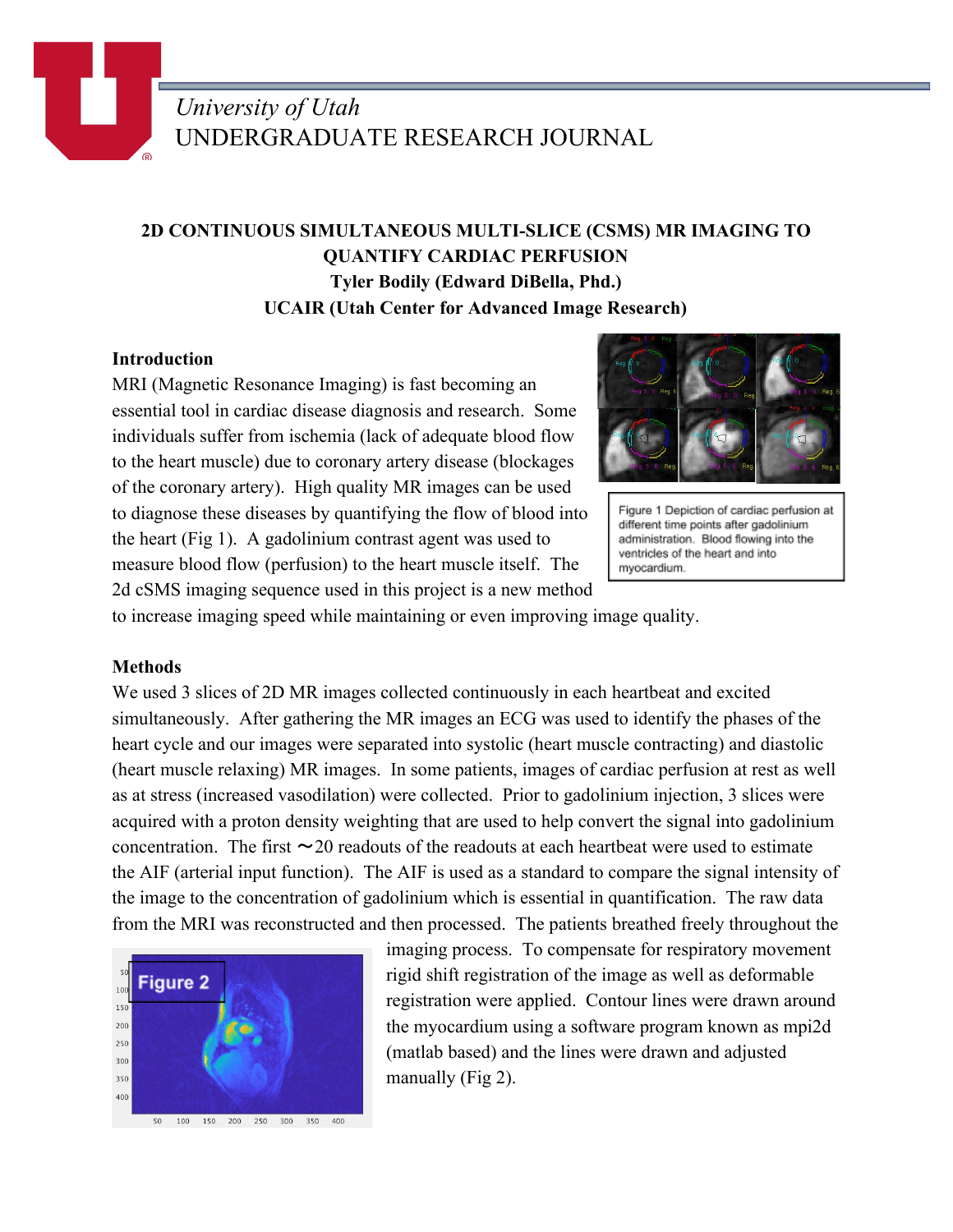University of Utah
UNDERGRADUATE RESEARCH JOURNAL

**2D CONTINUOUS SIMULTANEOUS MULTI-SLICE (CSMS) MR IMAGING TO QUANTIFY CARDIAC PERFUSION**
**Tyler Bodily (Edward DiBella, Phd.)**
**UCAIR (Utah Center for Advanced Image Research)**

## Introduction

MRI (Magnetic Resonance Imaging) is fast becoming an essential tool in cardiac disease diagnosis and research. Some individuals suffer from ischemia (lack of adequate blood flow to the heart muscle) due to coronary artery disease (blockages of the coronary artery). High quality MR images can be used to diagnose these diseases by quantifying the flow of blood into the heart (Fig 1). A gadolinium contrast agent was used to measure blood flow (perfusion) to the heart muscle itself. The 2d cSMS imaging sequence used in this project is a new method to increase imaging speed while maintaining or even improving image quality.

Figure 1 Depiction of cardiac perfusion at different time points after gadolinium administration. Blood flowing into the ventricles of the heart and into myocardium.

## Methods

We used 3 slices of 2D MR images collected continuously in each heartbeat and excited simultaneously. After gathering the MR images an ECG was used to identify the phases of the heart cycle and our images were separated into systolic (heart muscle contracting) and diastolic (heart muscle relaxing) MR images. In some patients, images of cardiac perfusion at rest as well as at stress (increased vasodilation) were collected. Prior to gadolinium injection, 3 slices were acquired with a proton density weighting that are used to help convert the signal into gadolinium concentration. The first ∼20 readouts of the readouts at each heartbeat were used to estimate the AIF (arterial input function). The AIF is used as a standard to compare the signal intensity of the image to the concentration of gadolinium which is essential in quantification. The raw data from the MRI was reconstructed and then processed. The patients breathed freely throughout the imaging process. To compensate for respiratory movement rigid shift registration of the image as well as deformable registration were applied. Contour lines were drawn around the myocardium using a software program known as mpi2d (matlab based) and the lines were drawn and adjusted manually (Fig 2).

Figure 2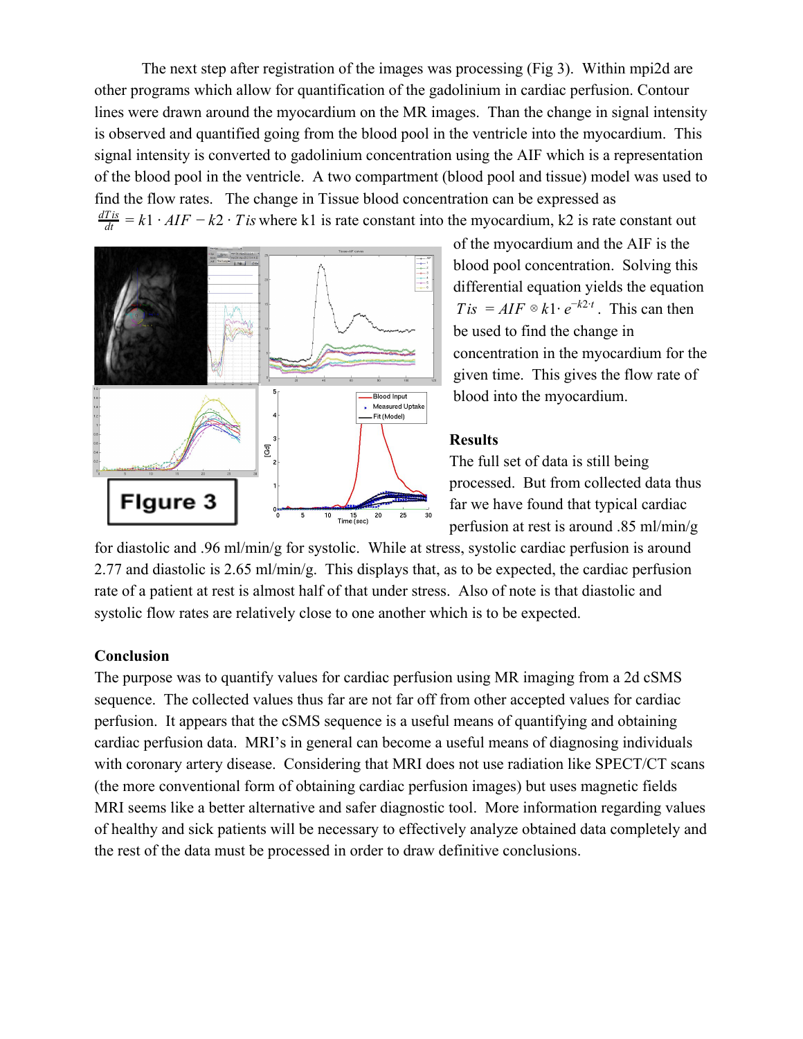The next step after registration of the images was processing (Fig 3). Within mpi2d are other programs which allow for quantification of the gadolinium in cardiac perfusion. Contour lines were drawn around the myocardium on the MR images. Than the change in signal intensity is observed and quantified going from the blood pool in the ventricle into the myocardium. This signal intensity is converted to gadolinium concentration using the AIF which is a representation of the blood pool in the ventricle. A two compartment (blood pool and tissue) model was used to find the flow rates. The change in Tissue blood concentration can be expressed as $\frac{dTis}{dt} = k1 \cdot AIF - k2 \cdot Tis$ where k1 is rate constant into the myocardium, k2 is rate constant out of the myocardium and the AIF is the blood pool concentration. Solving this differential equation yields the equation $Tis = AIF \otimes k1 \cdot e^{-k2 \cdot t}$. This can then be used to find the change in concentration in the myocardium for the given time. This gives the flow rate of blood into the myocardium.

Blood Input
Measured Uptake
Fit (Model)
[Gd]
Time (sec)

Figure 3

## Results

The full set of data is still being processed. But from collected data thus far we have found that typical cardiac perfusion at rest is around .85 ml/min/g for diastolic and .96 ml/min/g for systolic. While at stress, systolic cardiac perfusion is around 2.77 and diastolic is 2.65 ml/min/g. This displays that, as to be expected, the cardiac perfusion rate of a patient at rest is almost half of that under stress. Also of note is that diastolic and systolic flow rates are relatively close to one another which is to be expected.

## Conclusion

The purpose was to quantify values for cardiac perfusion using MR imaging from a 2d cSMS sequence. The collected values thus far are not far off from other accepted values for cardiac perfusion. It appears that the cSMS sequence is a useful means of quantifying and obtaining cardiac perfusion data. MRI's in general can become a useful means of diagnosing individuals with coronary artery disease. Considering that MRI does not use radiation like SPECT/CT scans (the more conventional form of obtaining cardiac perfusion images) but uses magnetic fields MRI seems like a better alternative and safer diagnostic tool. More information regarding values of healthy and sick patients will be necessary to effectively analyze obtained data completely and the rest of the data must be processed in order to draw definitive conclusions.